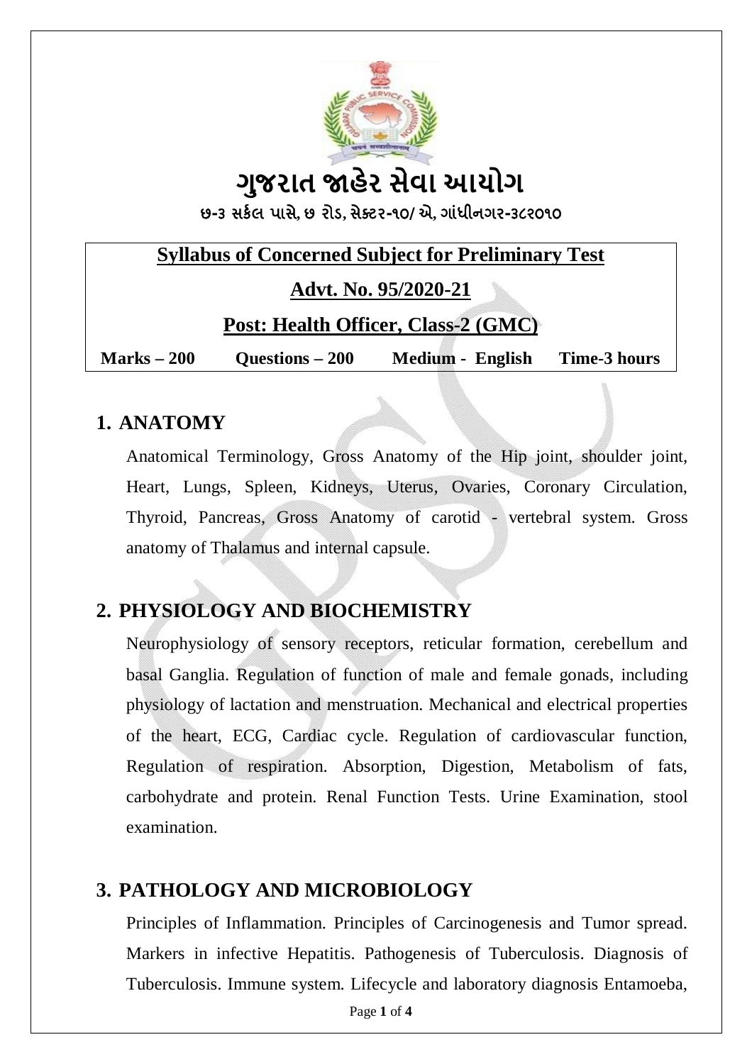# ગુજરાત જાહેર સેવા આયોગ

**છ-૩ સર્કલ પાસે, છ રોડ, સેક્ટર-૧૦/ એ, ગાંધીનગર-૩૮૨૦૧૦**

**Syllabus of Concerned Subject for Preliminary Test**

**Advt. No. 95/2020-21**

**Post: Health Officer, Class-2 (GMC)**

| Marks – 200 | Questions – 200 | Medium - English | Time-3 hours |
|---|---|---|---|

## 1. ANATOMY

Anatomical Terminology, Gross Anatomy of the Hip joint, shoulder joint, Heart, Lungs, Spleen, Kidneys, Uterus, Ovaries, Coronary Circulation, Thyroid, Pancreas, Gross Anatomy of carotid - vertebral system. Gross anatomy of Thalamus and internal capsule.

## 2. PHYSIOLOGY AND BIOCHEMISTRY

Neurophysiology of sensory receptors, reticular formation, cerebellum and basal Ganglia. Regulation of function of male and female gonads, including physiology of lactation and menstruation. Mechanical and electrical properties of the heart, ECG, Cardiac cycle. Regulation of cardiovascular function, Regulation of respiration. Absorption, Digestion, Metabolism of fats, carbohydrate and protein. Renal Function Tests. Urine Examination, stool examination.

## 3. PATHOLOGY AND MICROBIOLOGY

Principles of Inflammation. Principles of Carcinogenesis and Tumor spread. Markers in infective Hepatitis. Pathogenesis of Tuberculosis. Diagnosis of Tuberculosis. Immune system. Lifecycle and laboratory diagnosis Entamoeba,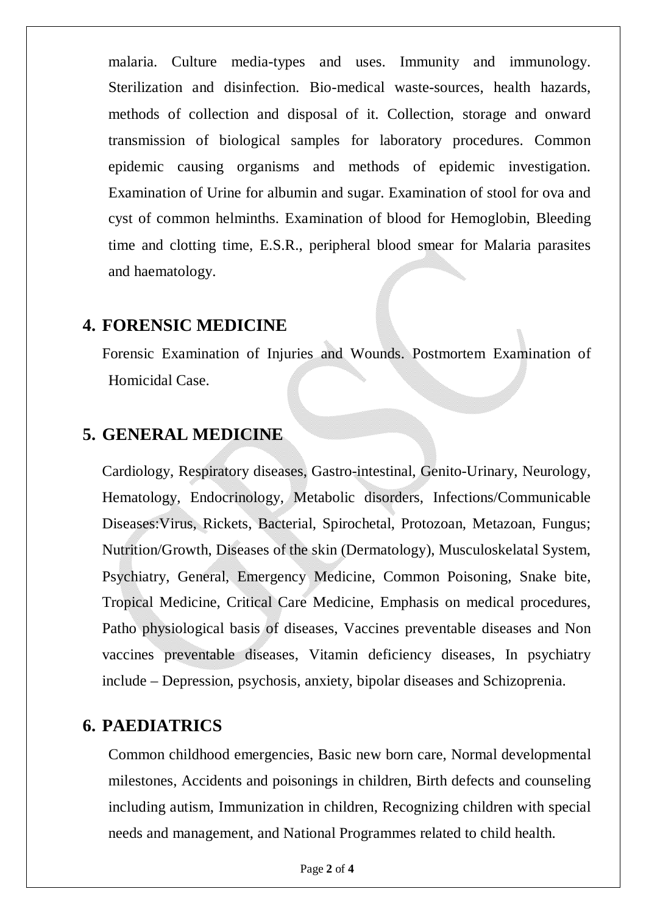malaria. Culture media-types and uses. Immunity and immunology. Sterilization and disinfection. Bio-medical waste-sources, health hazards, methods of collection and disposal of it. Collection, storage and onward transmission of biological samples for laboratory procedures. Common epidemic causing organisms and methods of epidemic investigation. Examination of Urine for albumin and sugar. Examination of stool for ova and cyst of common helminths. Examination of blood for Hemoglobin, Bleeding time and clotting time, E.S.R., peripheral blood smear for Malaria parasites and haematology.

## 4. FORENSIC MEDICINE

Forensic Examination of Injuries and Wounds. Postmortem Examination of Homicidal Case.

## 5. GENERAL MEDICINE

Cardiology, Respiratory diseases, Gastro-intestinal, Genito-Urinary, Neurology, Hematology, Endocrinology, Metabolic disorders, Infections/Communicable Diseases:Virus, Rickets, Bacterial, Spirochetal, Protozoan, Metazoan, Fungus; Nutrition/Growth, Diseases of the skin (Dermatology), Musculoskelatal System, Psychiatry, General, Emergency Medicine, Common Poisoning, Snake bite, Tropical Medicine, Critical Care Medicine, Emphasis on medical procedures, Patho physiological basis of diseases, Vaccines preventable diseases and Non vaccines preventable diseases, Vitamin deficiency diseases, In psychiatry include – Depression, psychosis, anxiety, bipolar diseases and Schizoprenia.

## 6. PAEDIATRICS

Common childhood emergencies, Basic new born care, Normal developmental milestones, Accidents and poisonings in children, Birth defects and counseling including autism, Immunization in children, Recognizing children with special needs and management, and National Programmes related to child health.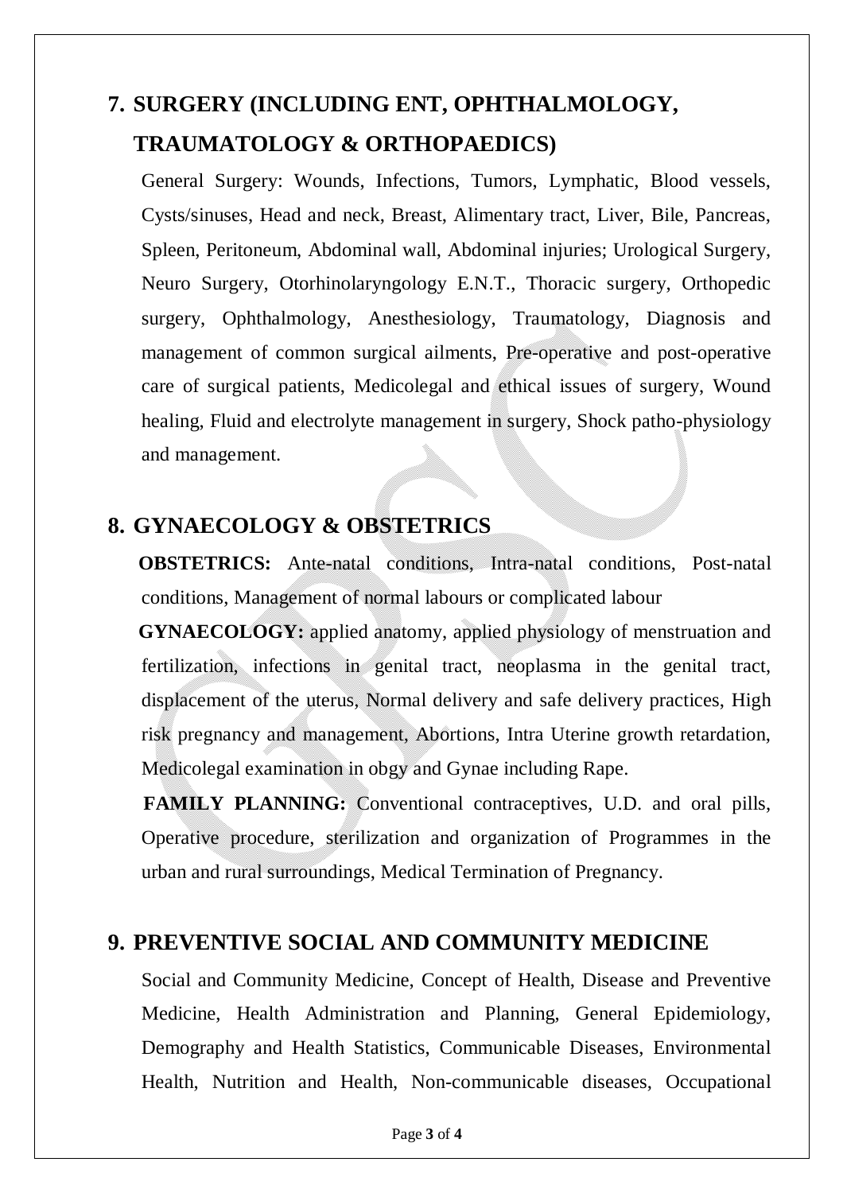## 7. SURGERY (INCLUDING ENT, OPHTHALMOLOGY, TRAUMATOLOGY & ORTHOPAEDICS)

General Surgery: Wounds, Infections, Tumors, Lymphatic, Blood vessels, Cysts/sinuses, Head and neck, Breast, Alimentary tract, Liver, Bile, Pancreas, Spleen, Peritoneum, Abdominal wall, Abdominal injuries; Urological Surgery, Neuro Surgery, Otorhinolaryngology E.N.T., Thoracic surgery, Orthopedic surgery, Ophthalmology, Anesthesiology, Traumatology, Diagnosis and management of common surgical ailments, Pre-operative and post-operative care of surgical patients, Medicolegal and ethical issues of surgery, Wound healing, Fluid and electrolyte management in surgery, Shock patho-physiology and management.

## 8. GYNAECOLOGY & OBSTETRICS

**OBSTETRICS:** Ante-natal conditions, Intra-natal conditions, Post-natal conditions, Management of normal labours or complicated labour

**GYNAECOLOGY:** applied anatomy, applied physiology of menstruation and fertilization, infections in genital tract, neoplasma in the genital tract, displacement of the uterus, Normal delivery and safe delivery practices, High risk pregnancy and management, Abortions, Intra Uterine growth retardation, Medicolegal examination in obgy and Gynae including Rape.

**FAMILY PLANNING:** Conventional contraceptives, U.D. and oral pills, Operative procedure, sterilization and organization of Programmes in the urban and rural surroundings, Medical Termination of Pregnancy.

## 9. PREVENTIVE SOCIAL AND COMMUNITY MEDICINE

Social and Community Medicine, Concept of Health, Disease and Preventive Medicine, Health Administration and Planning, General Epidemiology, Demography and Health Statistics, Communicable Diseases, Environmental Health, Nutrition and Health, Non-communicable diseases, Occupational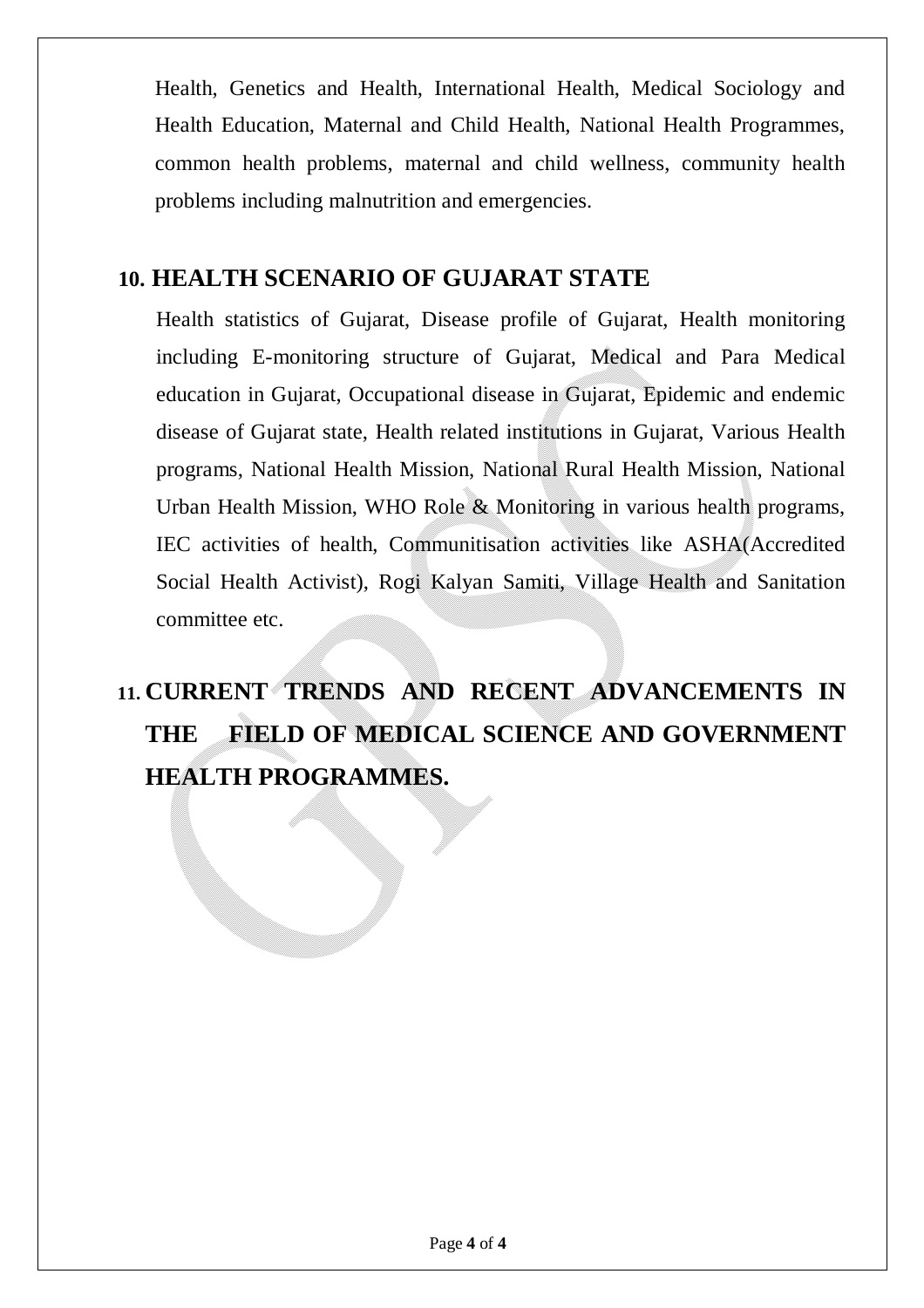Health, Genetics and Health, International Health, Medical Sociology and Health Education, Maternal and Child Health, National Health Programmes, common health problems, maternal and child wellness, community health problems including malnutrition and emergencies.

## 10. HEALTH SCENARIO OF GUJARAT STATE

Health statistics of Gujarat, Disease profile of Gujarat, Health monitoring including E-monitoring structure of Gujarat, Medical and Para Medical education in Gujarat, Occupational disease in Gujarat, Epidemic and endemic disease of Gujarat state, Health related institutions in Gujarat, Various Health programs, National Health Mission, National Rural Health Mission, National Urban Health Mission, WHO Role & Monitoring in various health programs, IEC activities of health, Communitisation activities like ASHA(Accredited Social Health Activist), Rogi Kalyan Samiti, Village Health and Sanitation committee etc.

## 11. CURRENT TRENDS AND RECENT ADVANCEMENTS IN THE FIELD OF MEDICAL SCIENCE AND GOVERNMENT HEALTH PROGRAMMES.